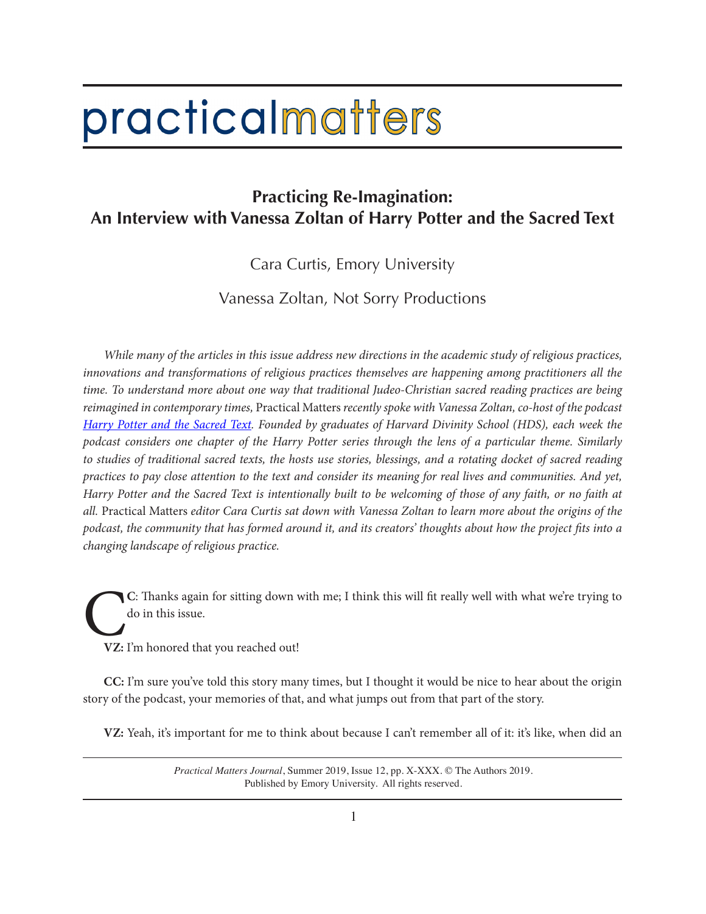practicalmatters

# Practicing Re-Imagination: An Interview with Vanessa Zoltan of Harry Potter and the Sacred Text

Cara Curtis, Emory University

Vanessa Zoltan, Not Sorry Productions

*While many of the articles in this issue address new directions in the academic study of religious practices, innovations and transformations of religious practices themselves are happening among practitioners all the time. To understand more about one way that traditional Judeo-Christian sacred reading practices are being reimagined in contemporary times,* Practical Matters *recently spoke with Vanessa Zoltan, co-host of the podcast [Harry Potter and the Sacred Text](). Founded by graduates of Harvard Divinity School (HDS), each week the podcast considers one chapter of the Harry Potter series through the lens of a particular theme. Similarly to studies of traditional sacred texts, the hosts use stories, blessings, and a rotating docket of sacred reading practices to pay close attention to the text and consider its meaning for real lives and communities. And yet, Harry Potter and the Sacred Text is intentionally built to be welcoming of those of any faith, or no faith at all.* Practical Matters *editor Cara Curtis sat down with Vanessa Zoltan to learn more about the origins of the podcast, the community that has formed around it, and its creators' thoughts about how the project fits into a changing landscape of religious practice.*

**CC**: Thanks again for sitting down with me; I think this will fit really well with what we're trying to do in this issue.

**VZ:** I'm honored that you reached out!

**CC:** I'm sure you've told this story many times, but I thought it would be nice to hear about the origin story of the podcast, your memories of that, and what jumps out from that part of the story.

**VZ:** Yeah, it's important for me to think about because I can't remember all of it: it's like, when did an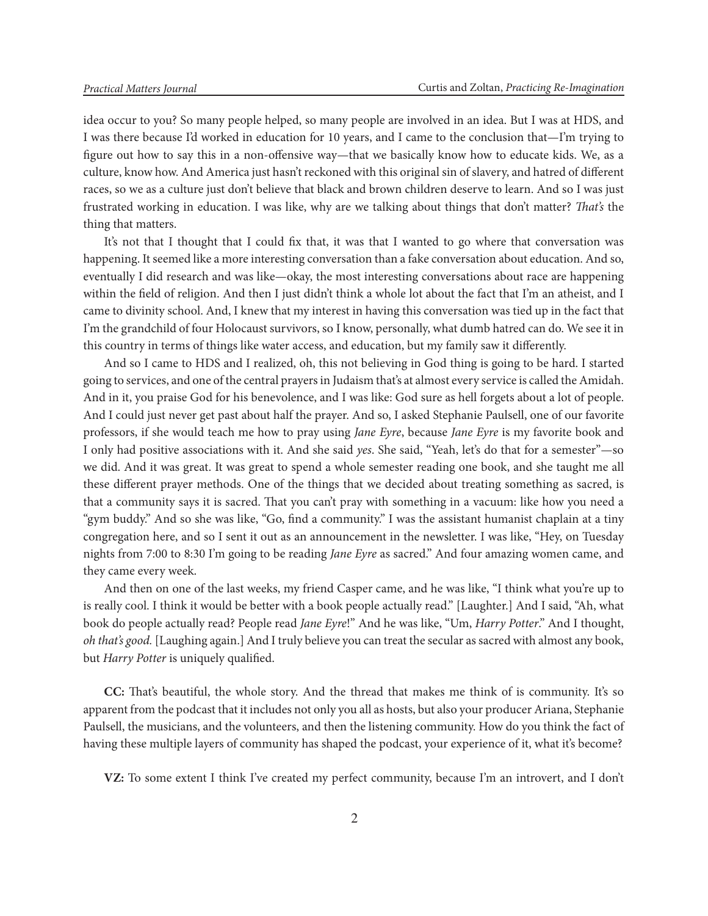idea occur to you? So many people helped, so many people are involved in an idea. But I was at HDS, and I was there because I'd worked in education for 10 years, and I came to the conclusion that—I'm trying to figure out how to say this in a non-offensive way—that we basically know how to educate kids. We, as a culture, know how. And America just hasn't reckoned with this original sin of slavery, and hatred of different races, so we as a culture just don't believe that black and brown children deserve to learn. And so I was just frustrated working in education. I was like, why are we talking about things that don't matter? *That's* the thing that matters.

It's not that I thought that I could fix that, it was that I wanted to go where that conversation was happening. It seemed like a more interesting conversation than a fake conversation about education. And so, eventually I did research and was like—okay, the most interesting conversations about race are happening within the field of religion. And then I just didn't think a whole lot about the fact that I'm an atheist, and I came to divinity school. And, I knew that my interest in having this conversation was tied up in the fact that I'm the grandchild of four Holocaust survivors, so I know, personally, what dumb hatred can do. We see it in this country in terms of things like water access, and education, but my family saw it differently.

And so I came to HDS and I realized, oh, this not believing in God thing is going to be hard. I started going to services, and one of the central prayers in Judaism that's at almost every service is called the Amidah. And in it, you praise God for his benevolence, and I was like: God sure as hell forgets about a lot of people. And I could just never get past about half the prayer. And so, I asked Stephanie Paulsell, one of our favorite professors, if she would teach me how to pray using *Jane Eyre*, because *Jane Eyre* is my favorite book and I only had positive associations with it. And she said *yes*. She said, "Yeah, let's do that for a semester"—so we did. And it was great. It was great to spend a whole semester reading one book, and she taught me all these different prayer methods. One of the things that we decided about treating something as sacred, is that a community says it is sacred. That you can't pray with something in a vacuum: like how you need a "gym buddy." And so she was like, "Go, find a community." I was the assistant humanist chaplain at a tiny congregation here, and so I sent it out as an announcement in the newsletter. I was like, "Hey, on Tuesday nights from 7:00 to 8:30 I'm going to be reading *Jane Eyre* as sacred." And four amazing women came, and they came every week.

And then on one of the last weeks, my friend Casper came, and he was like, "I think what you're up to is really cool. I think it would be better with a book people actually read." [Laughter.] And I said, "Ah, what book do people actually read? People read *Jane Eyre*!" And he was like, "Um, *Harry Potter*." And I thought, *oh that's good.* [Laughing again.] And I truly believe you can treat the secular as sacred with almost any book, but *Harry Potter* is uniquely qualified.

**CC:** That's beautiful, the whole story. And the thread that makes me think of is community. It's so apparent from the podcast that it includes not only you all as hosts, but also your producer Ariana, Stephanie Paulsell, the musicians, and the volunteers, and then the listening community. How do you think the fact of having these multiple layers of community has shaped the podcast, your experience of it, what it's become?

**VZ:** To some extent I think I've created my perfect community, because I'm an introvert, and I don't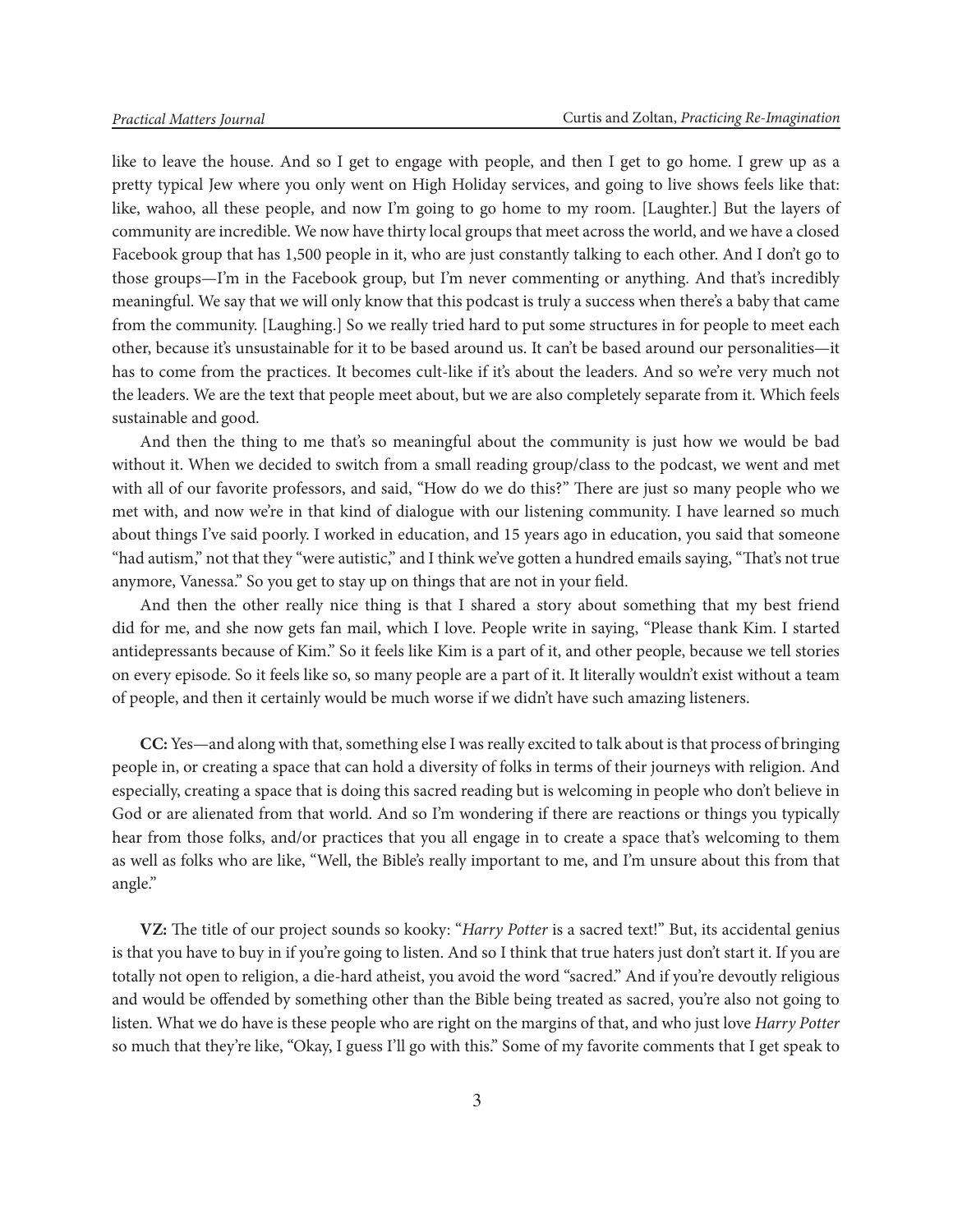like to leave the house. And so I get to engage with people, and then I get to go home. I grew up as a pretty typical Jew where you only went on High Holiday services, and going to live shows feels like that: like, wahoo, all these people, and now I'm going to go home to my room. [Laughter.] But the layers of community are incredible. We now have thirty local groups that meet across the world, and we have a closed Facebook group that has 1,500 people in it, who are just constantly talking to each other. And I don't go to those groups—I'm in the Facebook group, but I'm never commenting or anything. And that's incredibly meaningful. We say that we will only know that this podcast is truly a success when there's a baby that came from the community. [Laughing.] So we really tried hard to put some structures in for people to meet each other, because it's unsustainable for it to be based around us. It can't be based around our personalities—it has to come from the practices. It becomes cult-like if it's about the leaders. And so we're very much not the leaders. We are the text that people meet about, but we are also completely separate from it. Which feels sustainable and good.

And then the thing to me that's so meaningful about the community is just how we would be bad without it. When we decided to switch from a small reading group/class to the podcast, we went and met with all of our favorite professors, and said, "How do we do this?" There are just so many people who we met with, and now we're in that kind of dialogue with our listening community. I have learned so much about things I've said poorly. I worked in education, and 15 years ago in education, you said that someone "had autism," not that they "were autistic," and I think we've gotten a hundred emails saying, "That's not true anymore, Vanessa." So you get to stay up on things that are not in your field.

And then the other really nice thing is that I shared a story about something that my best friend did for me, and she now gets fan mail, which I love. People write in saying, "Please thank Kim. I started antidepressants because of Kim." So it feels like Kim is a part of it, and other people, because we tell stories on every episode. So it feels like so, so many people are a part of it. It literally wouldn't exist without a team of people, and then it certainly would be much worse if we didn't have such amazing listeners.

**CC:** Yes—and along with that, something else I was really excited to talk about is that process of bringing people in, or creating a space that can hold a diversity of folks in terms of their journeys with religion. And especially, creating a space that is doing this sacred reading but is welcoming in people who don't believe in God or are alienated from that world. And so I'm wondering if there are reactions or things you typically hear from those folks, and/or practices that you all engage in to create a space that's welcoming to them as well as folks who are like, "Well, the Bible's really important to me, and I'm unsure about this from that angle."

**VZ:** The title of our project sounds so kooky: "*Harry Potter* is a sacred text!" But, its accidental genius is that you have to buy in if you're going to listen. And so I think that true haters just don't start it. If you are totally not open to religion, a die-hard atheist, you avoid the word "sacred." And if you're devoutly religious and would be offended by something other than the Bible being treated as sacred, you're also not going to listen. What we do have is these people who are right on the margins of that, and who just love *Harry Potter* so much that they're like, "Okay, I guess I'll go with this." Some of my favorite comments that I get speak to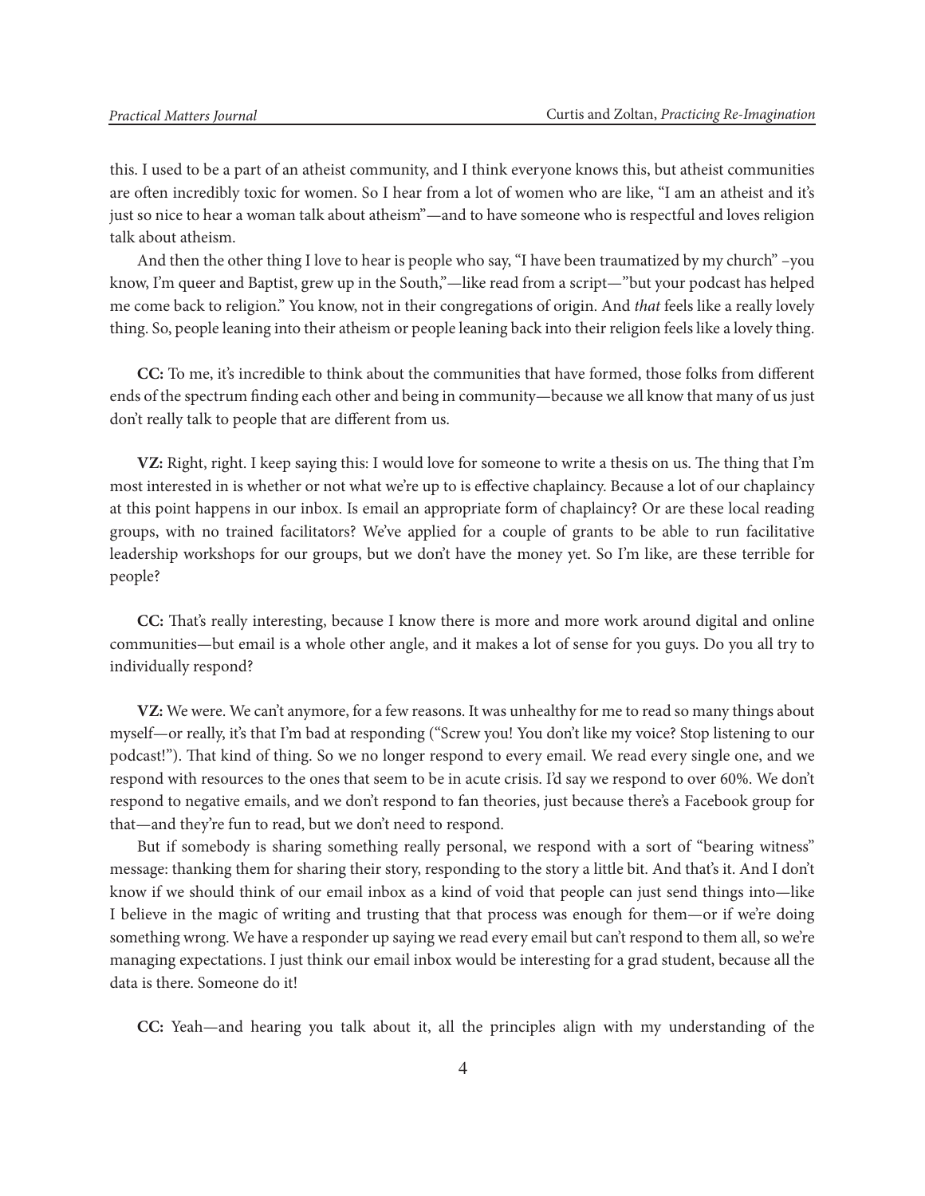this. I used to be a part of an atheist community, and I think everyone knows this, but atheist communities are often incredibly toxic for women. So I hear from a lot of women who are like, "I am an atheist and it's just so nice to hear a woman talk about atheism"—and to have someone who is respectful and loves religion talk about atheism.

And then the other thing I love to hear is people who say, "I have been traumatized by my church" –you know, I'm queer and Baptist, grew up in the South,"—like read from a script—"but your podcast has helped me come back to religion." You know, not in their congregations of origin. And *that* feels like a really lovely thing. So, people leaning into their atheism or people leaning back into their religion feels like a lovely thing.

**CC:** To me, it's incredible to think about the communities that have formed, those folks from different ends of the spectrum finding each other and being in community—because we all know that many of us just don't really talk to people that are different from us.

**VZ:** Right, right. I keep saying this: I would love for someone to write a thesis on us. The thing that I'm most interested in is whether or not what we're up to is effective chaplaincy. Because a lot of our chaplaincy at this point happens in our inbox. Is email an appropriate form of chaplaincy? Or are these local reading groups, with no trained facilitators? We've applied for a couple of grants to be able to run facilitative leadership workshops for our groups, but we don't have the money yet. So I'm like, are these terrible for people?

**CC:** That's really interesting, because I know there is more and more work around digital and online communities—but email is a whole other angle, and it makes a lot of sense for you guys. Do you all try to individually respond?

**VZ:** We were. We can't anymore, for a few reasons. It was unhealthy for me to read so many things about myself—or really, it's that I'm bad at responding ("Screw you! You don't like my voice? Stop listening to our podcast!"). That kind of thing. So we no longer respond to every email. We read every single one, and we respond with resources to the ones that seem to be in acute crisis. I'd say we respond to over 60%. We don't respond to negative emails, and we don't respond to fan theories, just because there's a Facebook group for that—and they're fun to read, but we don't need to respond.

But if somebody is sharing something really personal, we respond with a sort of "bearing witness" message: thanking them for sharing their story, responding to the story a little bit. And that's it. And I don't know if we should think of our email inbox as a kind of void that people can just send things into—like I believe in the magic of writing and trusting that that process was enough for them—or if we're doing something wrong. We have a responder up saying we read every email but can't respond to them all, so we're managing expectations. I just think our email inbox would be interesting for a grad student, because all the data is there. Someone do it!

**CC:** Yeah—and hearing you talk about it, all the principles align with my understanding of the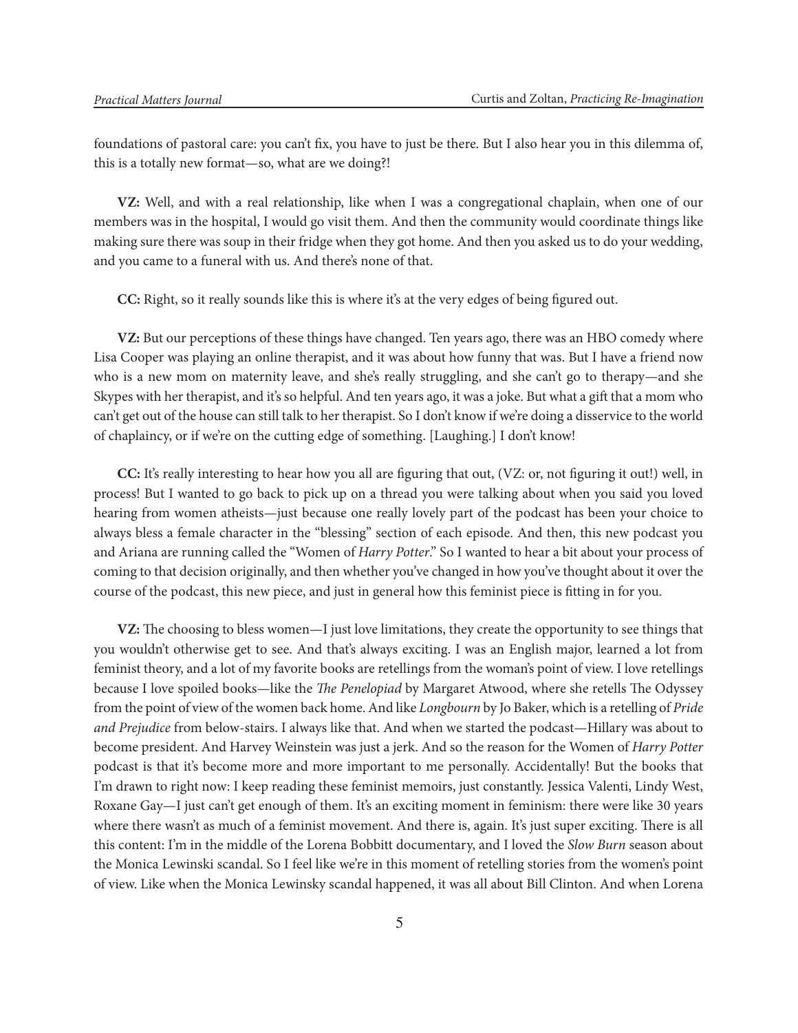foundations of pastoral care: you can't fix, you have to just be there. But I also hear you in this dilemma of, this is a totally new format—so, what are we doing?!

**VZ:** Well, and with a real relationship, like when I was a congregational chaplain, when one of our members was in the hospital, I would go visit them. And then the community would coordinate things like making sure there was soup in their fridge when they got home. And then you asked us to do your wedding, and you came to a funeral with us. And there's none of that.

**CC:** Right, so it really sounds like this is where it's at the very edges of being figured out.

**VZ:** But our perceptions of these things have changed. Ten years ago, there was an HBO comedy where Lisa Cooper was playing an online therapist, and it was about how funny that was. But I have a friend now who is a new mom on maternity leave, and she's really struggling, and she can't go to therapy—and she Skypes with her therapist, and it's so helpful. And ten years ago, it was a joke. But what a gift that a mom who can't get out of the house can still talk to her therapist. So I don't know if we're doing a disservice to the world of chaplaincy, or if we're on the cutting edge of something. [Laughing.] I don't know!

**CC:** It's really interesting to hear how you all are figuring that out, (VZ: or, not figuring it out!) well, in process! But I wanted to go back to pick up on a thread you were talking about when you said you loved hearing from women atheists—just because one really lovely part of the podcast has been your choice to always bless a female character in the "blessing" section of each episode. And then, this new podcast you and Ariana are running called the "Women of *Harry Potter*." So I wanted to hear a bit about your process of coming to that decision originally, and then whether you've changed in how you've thought about it over the course of the podcast, this new piece, and just in general how this feminist piece is fitting in for you.

**VZ:** The choosing to bless women—I just love limitations, they create the opportunity to see things that you wouldn't otherwise get to see. And that's always exciting. I was an English major, learned a lot from feminist theory, and a lot of my favorite books are retellings from the woman's point of view. I love retellings because I love spoiled books—like the *The Penelopiad* by Margaret Atwood, where she retells The Odyssey from the point of view of the women back home. And like *Longbourn* by Jo Baker, which is a retelling of *Pride and Prejudice* from below-stairs. I always like that. And when we started the podcast—Hillary was about to become president. And Harvey Weinstein was just a jerk. And so the reason for the Women of *Harry Potter* podcast is that it's become more and more important to me personally. Accidentally! But the books that I'm drawn to right now: I keep reading these feminist memoirs, just constantly. Jessica Valenti, Lindy West, Roxane Gay—I just can't get enough of them. It's an exciting moment in feminism: there were like 30 years where there wasn't as much of a feminist movement. And there is, again. It's just super exciting. There is all this content: I'm in the middle of the Lorena Bobbitt documentary, and I loved the *Slow Burn* season about the Monica Lewinski scandal. So I feel like we're in this moment of retelling stories from the women's point of view. Like when the Monica Lewinsky scandal happened, it was all about Bill Clinton. And when Lorena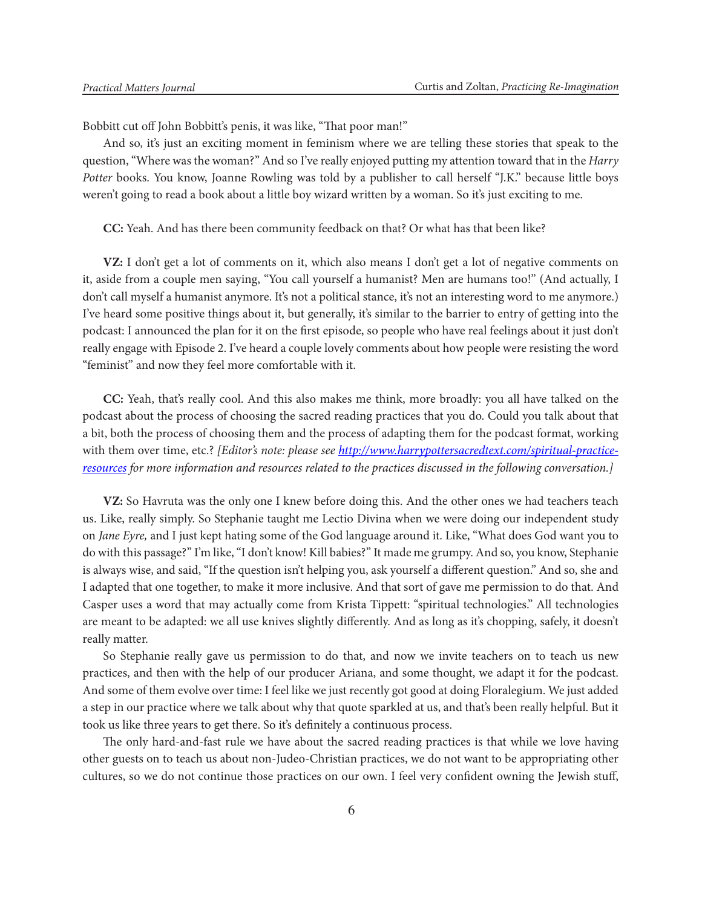Bobbitt cut off John Bobbitt's penis, it was like, "That poor man!"

And so, it's just an exciting moment in feminism where we are telling these stories that speak to the question, "Where was the woman?" And so I've really enjoyed putting my attention toward that in the *Harry Potter* books. You know, Joanne Rowling was told by a publisher to call herself "J.K." because little boys weren't going to read a book about a little boy wizard written by a woman. So it's just exciting to me.

**CC:** Yeah. And has there been community feedback on that? Or what has that been like?

**VZ:** I don't get a lot of comments on it, which also means I don't get a lot of negative comments on it, aside from a couple men saying, "You call yourself a humanist? Men are humans too!" (And actually, I don't call myself a humanist anymore. It's not a political stance, it's not an interesting word to me anymore.) I've heard some positive things about it, but generally, it's similar to the barrier to entry of getting into the podcast: I announced the plan for it on the first episode, so people who have real feelings about it just don't really engage with Episode 2. I've heard a couple lovely comments about how people were resisting the word "feminist" and now they feel more comfortable with it.

**CC:** Yeah, that's really cool. And this also makes me think, more broadly: you all have talked on the podcast about the process of choosing the sacred reading practices that you do. Could you talk about that a bit, both the process of choosing them and the process of adapting them for the podcast format, working with them over time, etc.? *[Editor's note: please see [http://www.harrypottersacredtext.com/spiritual-practice-resources](http://www.harrypottersacredtext.com/spiritual-practice-resources) for more information and resources related to the practices discussed in the following conversation.]*

**VZ:** So Havruta was the only one I knew before doing this. And the other ones we had teachers teach us. Like, really simply. So Stephanie taught me Lectio Divina when we were doing our independent study on *Jane Eyre,* and I just kept hating some of the God language around it. Like, "What does God want you to do with this passage?" I'm like, "I don't know! Kill babies?" It made me grumpy. And so, you know, Stephanie is always wise, and said, "If the question isn't helping you, ask yourself a different question." And so, she and I adapted that one together, to make it more inclusive. And that sort of gave me permission to do that. And Casper uses a word that may actually come from Krista Tippett: "spiritual technologies." All technologies are meant to be adapted: we all use knives slightly differently. And as long as it's chopping, safely, it doesn't really matter.

So Stephanie really gave us permission to do that, and now we invite teachers on to teach us new practices, and then with the help of our producer Ariana, and some thought, we adapt it for the podcast. And some of them evolve over time: I feel like we just recently got good at doing Floralegium. We just added a step in our practice where we talk about why that quote sparkled at us, and that's been really helpful. But it took us like three years to get there. So it's definitely a continuous process.

The only hard-and-fast rule we have about the sacred reading practices is that while we love having other guests on to teach us about non-Judeo-Christian practices, we do not want to be appropriating other cultures, so we do not continue those practices on our own. I feel very confident owning the Jewish stuff,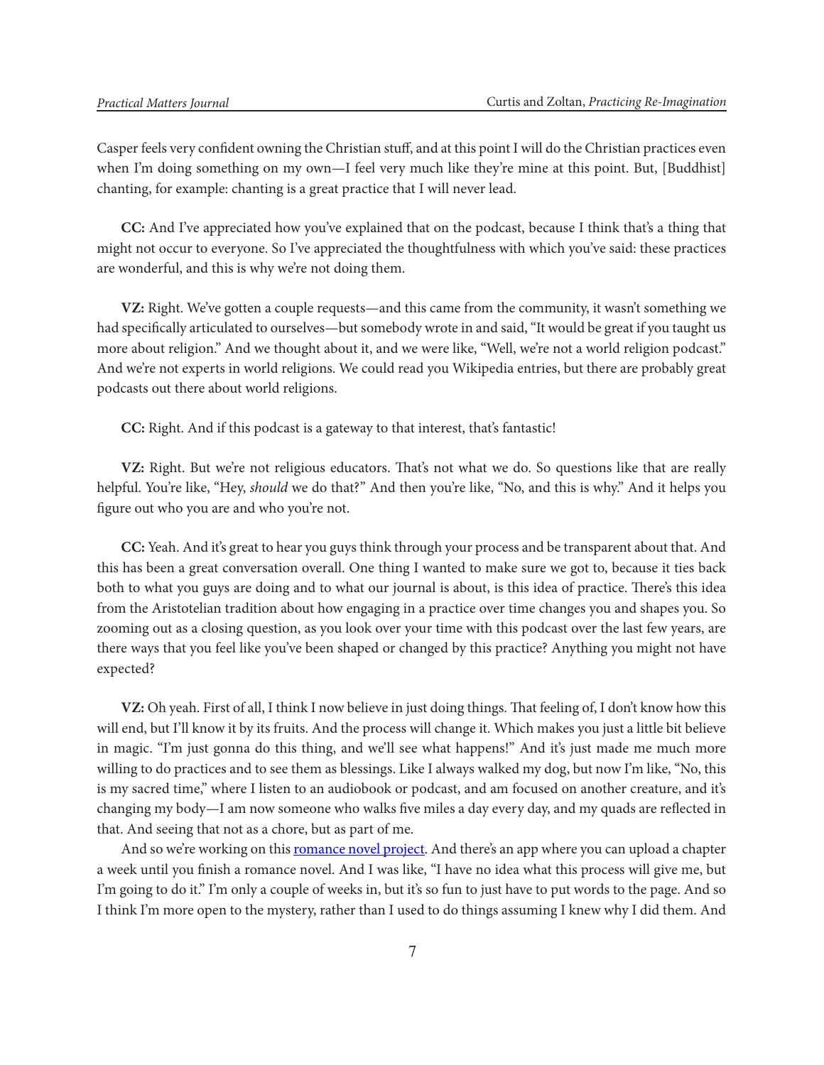Casper feels very confident owning the Christian stuff, and at this point I will do the Christian practices even when I'm doing something on my own—I feel very much like they're mine at this point. But, [Buddhist] chanting, for example: chanting is a great practice that I will never lead.

**CC:** And I've appreciated how you've explained that on the podcast, because I think that's a thing that might not occur to everyone. So I've appreciated the thoughtfulness with which you've said: these practices are wonderful, and this is why we're not doing them.

**VZ:** Right. We've gotten a couple requests—and this came from the community, it wasn't something we had specifically articulated to ourselves—but somebody wrote in and said, "It would be great if you taught us more about religion." And we thought about it, and we were like, "Well, we're not a world religion podcast." And we're not experts in world religions. We could read you Wikipedia entries, but there are probably great podcasts out there about world religions.

**CC:** Right. And if this podcast is a gateway to that interest, that's fantastic!

**VZ:** Right. But we're not religious educators. That's not what we do. So questions like that are really helpful. You're like, "Hey, *should* we do that?" And then you're like, "No, and this is why." And it helps you figure out who you are and who you're not.

**CC:** Yeah. And it's great to hear you guys think through your process and be transparent about that. And this has been a great conversation overall. One thing I wanted to make sure we got to, because it ties back both to what you guys are doing and to what our journal is about, is this idea of practice. There's this idea from the Aristotelian tradition about how engaging in a practice over time changes you and shapes you. So zooming out as a closing question, as you look over your time with this podcast over the last few years, are there ways that you feel like you've been shaped or changed by this practice? Anything you might not have expected?

**VZ:** Oh yeah. First of all, I think I now believe in just doing things. That feeling of, I don't know how this will end, but I'll know it by its fruits. And the process will change it. Which makes you just a little bit believe in magic. "I'm just gonna do this thing, and we'll see what happens!" And it's just made me much more willing to do practices and to see them as blessings. Like I always walked my dog, but now I'm like, "No, this is my sacred time," where I listen to an audiobook or podcast, and am focused on another creature, and it's changing my body—I am now someone who walks five miles a day every day, and my quads are reflected in that. And seeing that not as a chore, but as part of me.

And so we're working on this romance novel project. And there's an app where you can upload a chapter a week until you finish a romance novel. And I was like, "I have no idea what this process will give me, but I'm going to do it." I'm only a couple of weeks in, but it's so fun to just have to put words to the page. And so I think I'm more open to the mystery, rather than I used to do things assuming I knew why I did them. And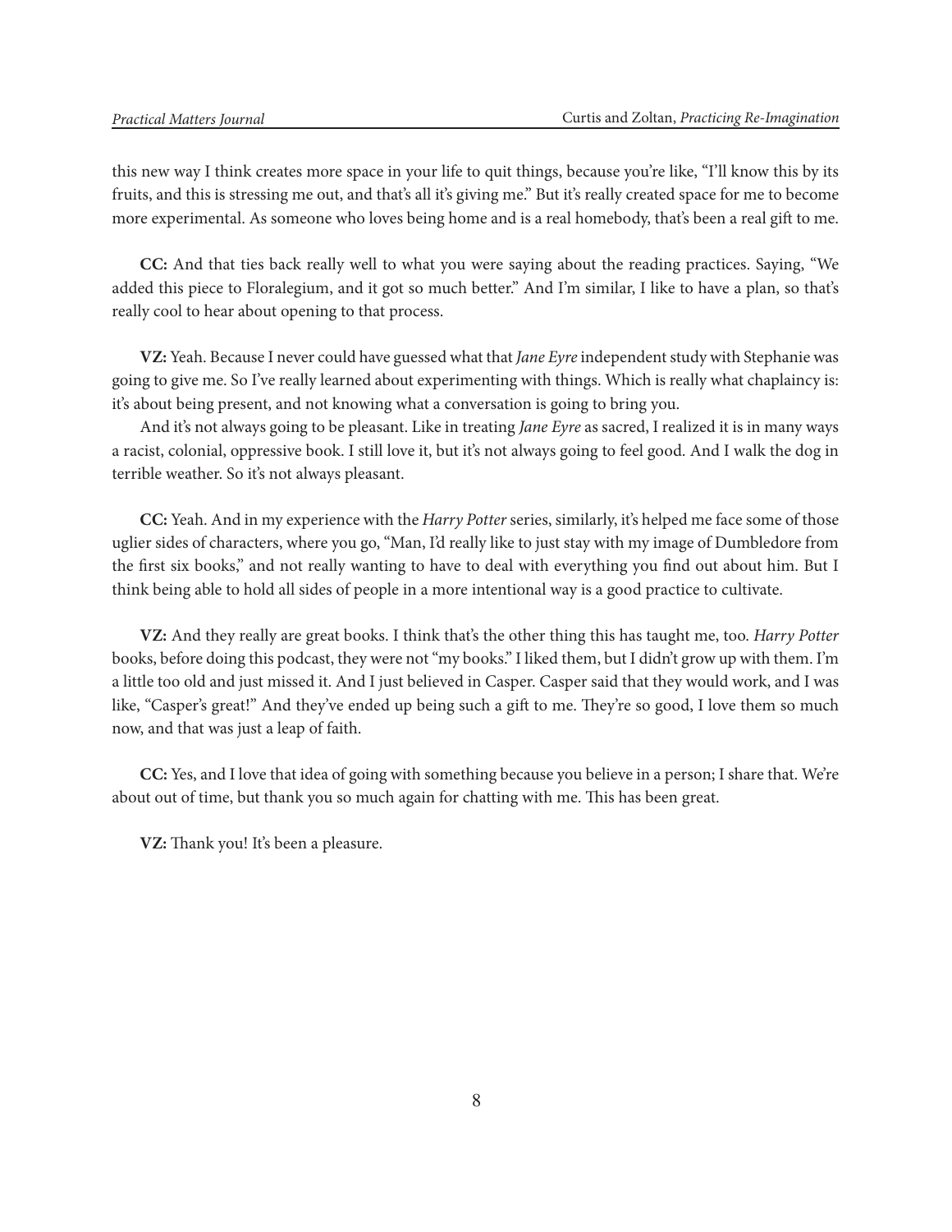this new way I think creates more space in your life to quit things, because you're like, "I'll know this by its fruits, and this is stressing me out, and that's all it's giving me." But it's really created space for me to become more experimental. As someone who loves being home and is a real homebody, that's been a real gift to me.

**CC:** And that ties back really well to what you were saying about the reading practices. Saying, "We added this piece to Floralegium, and it got so much better." And I'm similar, I like to have a plan, so that's really cool to hear about opening to that process.

**VZ:** Yeah. Because I never could have guessed what that *Jane Eyre* independent study with Stephanie was going to give me. So I've really learned about experimenting with things. Which is really what chaplaincy is: it's about being present, and not knowing what a conversation is going to bring you.

And it's not always going to be pleasant. Like in treating *Jane Eyre* as sacred, I realized it is in many ways a racist, colonial, oppressive book. I still love it, but it's not always going to feel good. And I walk the dog in terrible weather. So it's not always pleasant.

**CC:** Yeah. And in my experience with the *Harry Potter* series, similarly, it's helped me face some of those uglier sides of characters, where you go, "Man, I'd really like to just stay with my image of Dumbledore from the first six books," and not really wanting to have to deal with everything you find out about him. But I think being able to hold all sides of people in a more intentional way is a good practice to cultivate.

**VZ:** And they really are great books. I think that's the other thing this has taught me, too. *Harry Potter* books, before doing this podcast, they were not "my books." I liked them, but I didn't grow up with them. I'm a little too old and just missed it. And I just believed in Casper. Casper said that they would work, and I was like, "Casper's great!" And they've ended up being such a gift to me. They're so good, I love them so much now, and that was just a leap of faith.

**CC:** Yes, and I love that idea of going with something because you believe in a person; I share that. We're about out of time, but thank you so much again for chatting with me. This has been great.

**VZ:** Thank you! It's been a pleasure.